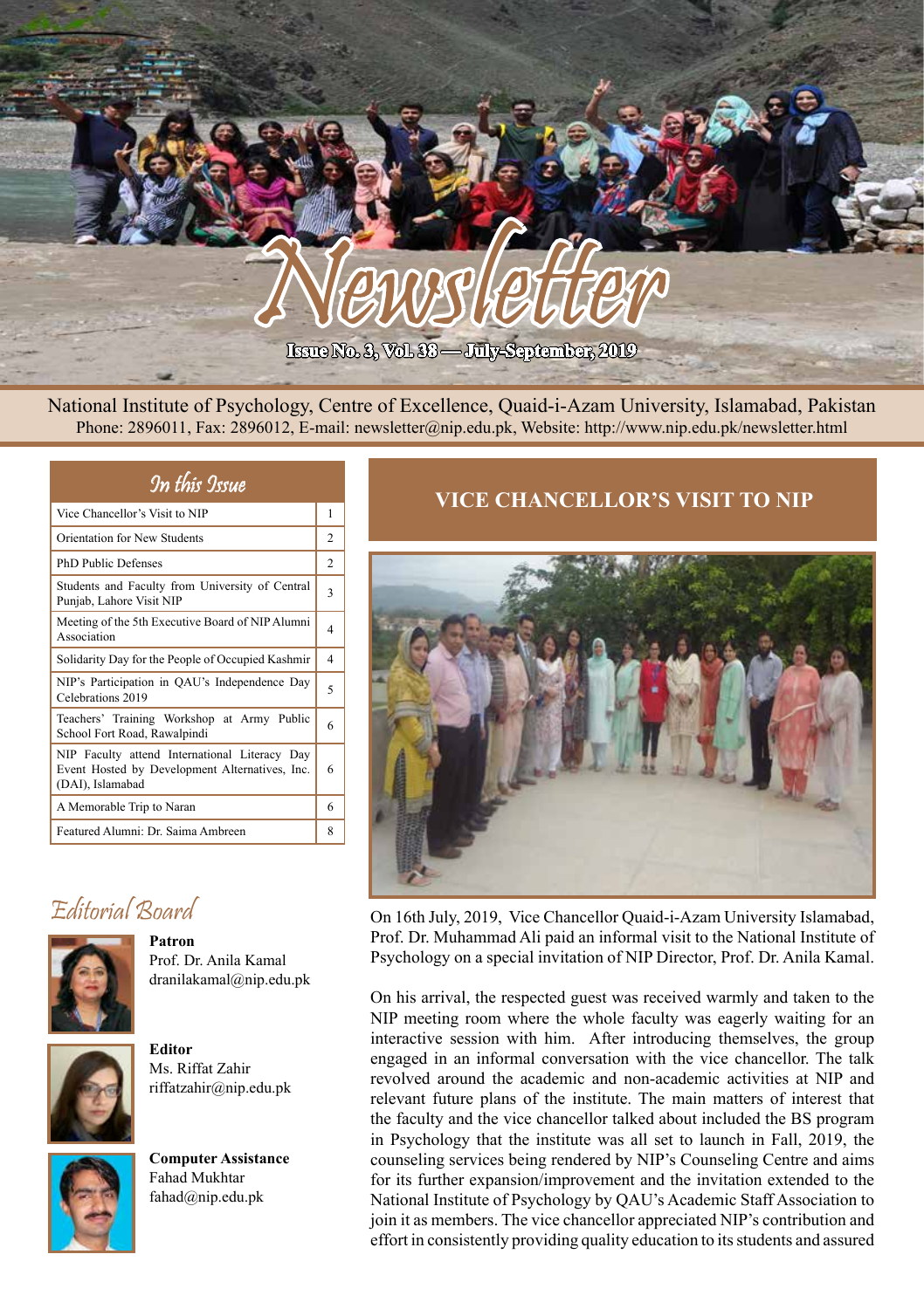# Newsletter

**Issue No. 3, Vol. 38 — July-September, 2019**

National Institute of Psychology, Centre of Excellence, Quaid-i-Azam University, Islamabad, Pakistan
Phone: 2896011, Fax: 2896012, E-mail: newsletter@nip.edu.pk, Website: http://www.nip.edu.pk/newsletter.html

## In this Issue

| In this Issue | |
|---|---|
| Vice Chancellor's Visit to NIP | 1 |
| Orientation for New Students | 2 |
| PhD Public Defenses | 2 |
| Students and Faculty from University of Central Punjab, Lahore Visit NIP | 3 |
| Meeting of the 5th Executive Board of NIP Alumni Association | 4 |
| Solidarity Day for the People of Occupied Kashmir | 4 |
| NIP's Participation in QAU's Independence Day Celebrations 2019 | 5 |
| Teachers' Training Workshop at Army Public School Fort Road, Rawalpindi | 6 |
| NIP Faculty attend International Literacy Day Event Hosted by Development Alternatives, Inc. (DAI), Islamabad | 6 |
| A Memorable Trip to Naran | 6 |
| Featured Alumni: Dr. Saima Ambreen | 8 |

## Editorial Board

**Patron**
Prof. Dr. Anila Kamal
dranilakamal@nip.edu.pk

**Editor**
Ms. Riffat Zahir
riffatzahir@nip.edu.pk

**Computer Assistance**
Fahad Mukhtar
fahad@nip.edu.pk

## VICE CHANCELLOR'S VISIT TO NIP

On 16th July, 2019, Vice Chancellor Quaid-i-Azam University Islamabad, Prof. Dr. Muhammad Ali paid an informal visit to the National Institute of Psychology on a special invitation of NIP Director, Prof. Dr. Anila Kamal.

On his arrival, the respected guest was received warmly and taken to the NIP meeting room where the whole faculty was eagerly waiting for an interactive session with him. After introducing themselves, the group engaged in an informal conversation with the vice chancellor. The talk revolved around the academic and non-academic activities at NIP and relevant future plans of the institute. The main matters of interest that the faculty and the vice chancellor talked about included the BS program in Psychology that the institute was all set to launch in Fall, 2019, the counseling services being rendered by NIP's Counseling Centre and aims for its further expansion/improvement and the invitation extended to the National Institute of Psychology by QAU's Academic Staff Association to join it as members. The vice chancellor appreciated NIP's contribution and effort in consistently providing quality education to its students and assured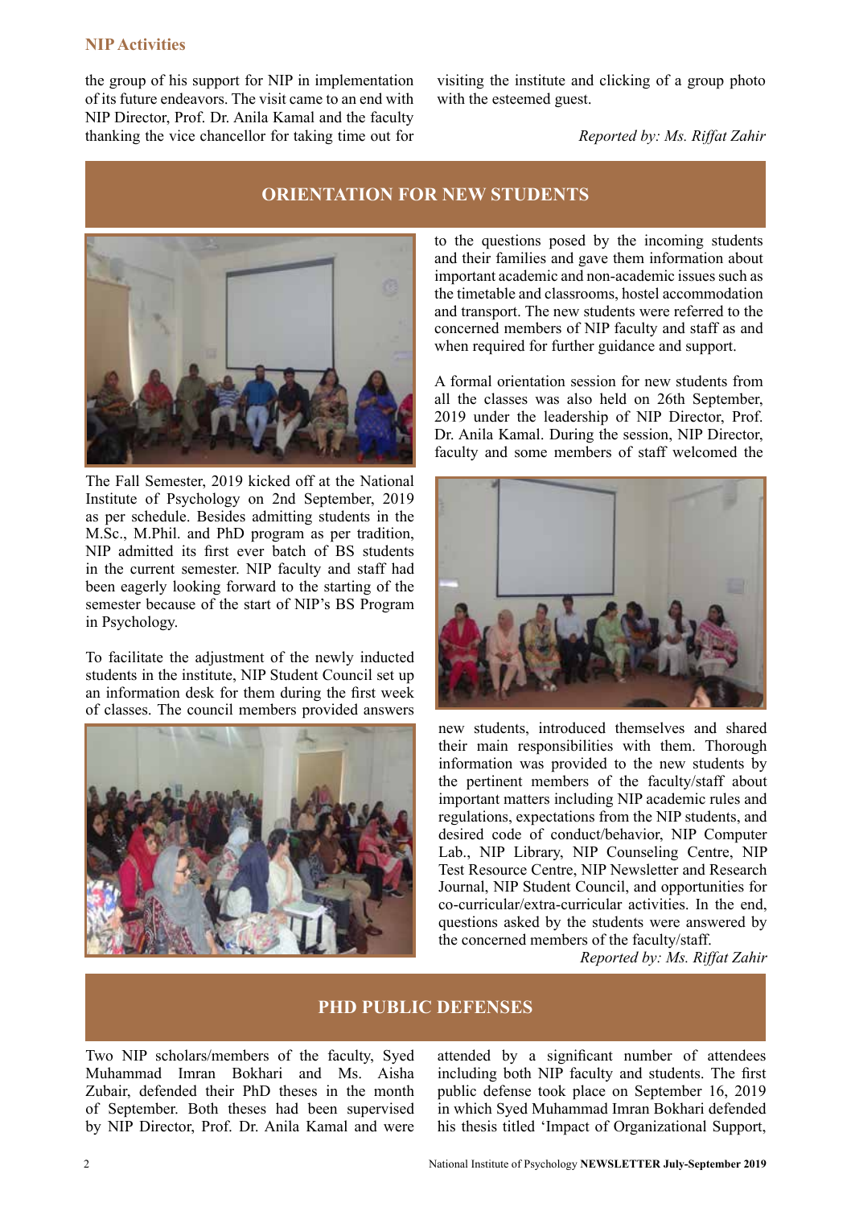the group of his support for NIP in implementation of its future endeavors. The visit came to an end with NIP Director, Prof. Dr. Anila Kamal and the faculty thanking the vice chancellor for taking time out for visiting the institute and clicking of a group photo with the esteemed guest.

*Reported by: Ms. Riffat Zahir*

## ORIENTATION FOR NEW STUDENTS

The Fall Semester, 2019 kicked off at the National Institute of Psychology on 2nd September, 2019 as per schedule. Besides admitting students in the M.Sc., M.Phil. and PhD program as per tradition, NIP admitted its first ever batch of BS students in the current semester. NIP faculty and staff had been eagerly looking forward to the starting of the semester because of the start of NIP's BS Program in Psychology.

To facilitate the adjustment of the newly inducted students in the institute, NIP Student Council set up an information desk for them during the first week of classes. The council members provided answers to the questions posed by the incoming students and their families and gave them information about important academic and non-academic issues such as the timetable and classrooms, hostel accommodation and transport. The new students were referred to the concerned members of NIP faculty and staff as and when required for further guidance and support.

A formal orientation session for new students from all the classes was also held on 26th September, 2019 under the leadership of NIP Director, Prof. Dr. Anila Kamal. During the session, NIP Director, faculty and some members of staff welcomed the new students, introduced themselves and shared their main responsibilities with them. Thorough information was provided to the new students by the pertinent members of the faculty/staff about important matters including NIP academic rules and regulations, expectations from the NIP students, and desired code of conduct/behavior, NIP Computer Lab., NIP Library, NIP Counseling Centre, NIP Test Resource Centre, NIP Newsletter and Research Journal, NIP Student Council, and opportunities for co-curricular/extra-curricular activities. In the end, questions asked by the students were answered by the concerned members of the faculty/staff.

*Reported by: Ms. Riffat Zahir*

## PHD PUBLIC DEFENSES

Two NIP scholars/members of the faculty, Syed Muhammad Imran Bokhari and Ms. Aisha Zubair, defended their PhD theses in the month of September. Both theses had been supervised by NIP Director, Prof. Dr. Anila Kamal and were attended by a significant number of attendees including both NIP faculty and students. The first public defense took place on September 16, 2019 in which Syed Muhammad Imran Bokhari defended his thesis titled 'Impact of Organizational Support,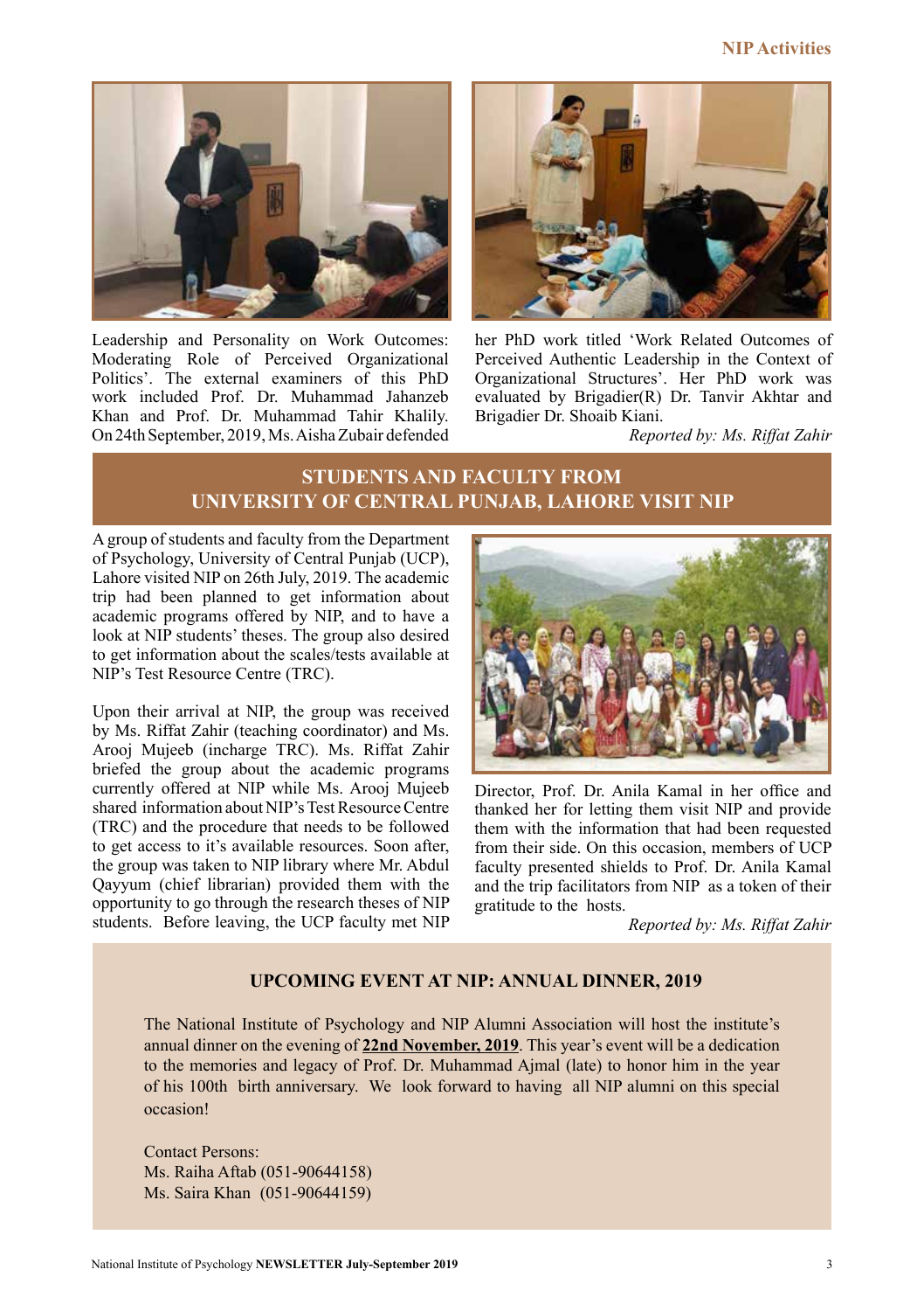Leadership and Personality on Work Outcomes: Moderating Role of Perceived Organizational Politics'. The external examiners of this PhD work included Prof. Dr. Muhammad Jahanzeb Khan and Prof. Dr. Muhammad Tahir Khalily. On 24th September, 2019, Ms. Aisha Zubair defended her PhD work titled 'Work Related Outcomes of Perceived Authentic Leadership in the Context of Organizational Structures'. Her PhD work was evaluated by Brigadier(R) Dr. Tanvir Akhtar and Brigadier Dr. Shoaib Kiani.

*Reported by: Ms. Riffat Zahir*

## STUDENTS AND FACULTY FROM UNIVERSITY OF CENTRAL PUNJAB, LAHORE VISIT NIP

A group of students and faculty from the Department of Psychology, University of Central Punjab (UCP), Lahore visited NIP on 26th July, 2019. The academic trip had been planned to get information about academic programs offered by NIP, and to have a look at NIP students' theses. The group also desired to get information about the scales/tests available at NIP's Test Resource Centre (TRC).

Upon their arrival at NIP, the group was received by Ms. Riffat Zahir (teaching coordinator) and Ms. Arooj Mujeeb (incharge TRC). Ms. Riffat Zahir briefed the group about the academic programs currently offered at NIP while Ms. Arooj Mujeeb shared information about NIP's Test Resource Centre (TRC) and the procedure that needs to be followed to get access to it's available resources. Soon after, the group was taken to NIP library where Mr. Abdul Qayyum (chief librarian) provided them with the opportunity to go through the research theses of NIP students. Before leaving, the UCP faculty met NIP Director, Prof. Dr. Anila Kamal in her office and thanked her for letting them visit NIP and provide them with the information that had been requested from their side. On this occasion, members of UCP faculty presented shields to Prof. Dr. Anila Kamal and the trip facilitators from NIP as a token of their gratitude to the hosts.

*Reported by: Ms. Riffat Zahir*

## UPCOMING EVENT AT NIP: ANNUAL DINNER, 2019

The National Institute of Psychology and NIP Alumni Association will host the institute's annual dinner on the evening of **22nd November, 2019**. This year's event will be a dedication to the memories and legacy of Prof. Dr. Muhammad Ajmal (late) to honor him in the year of his 100th birth anniversary. We look forward to having all NIP alumni on this special occasion!

Contact Persons:
Ms. Raiha Aftab (051-90644158)
Ms. Saira Khan (051-90644159)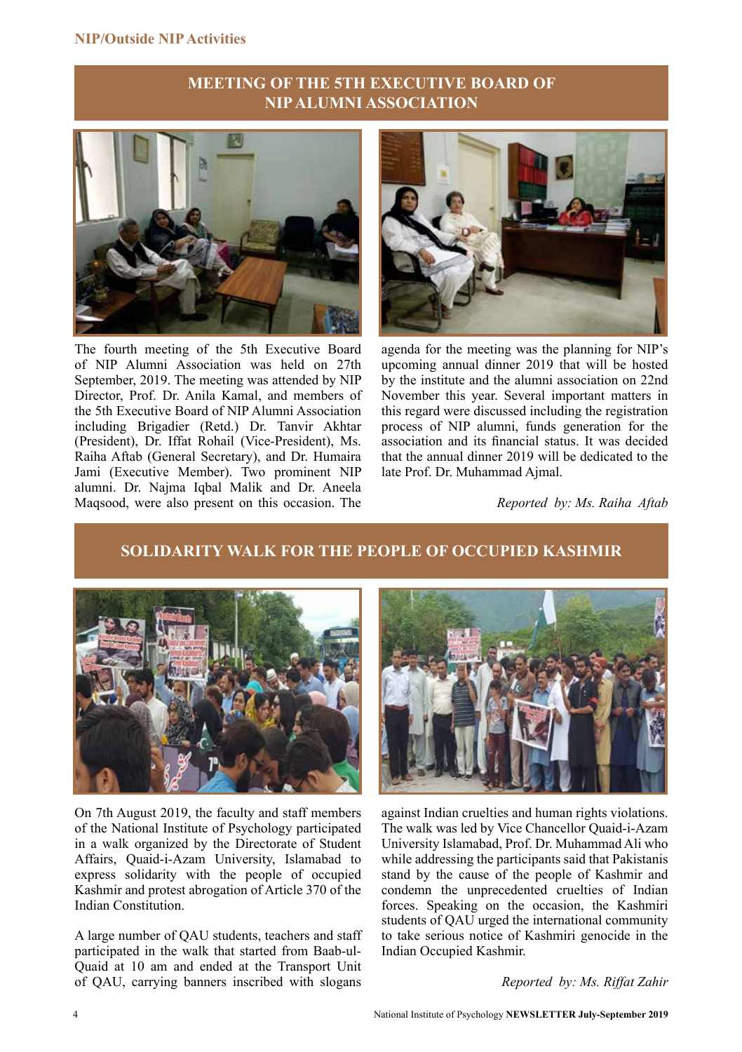## MEETING OF THE 5TH EXECUTIVE BOARD OF NIP ALUMNI ASSOCIATION

The fourth meeting of the 5th Executive Board of NIP Alumni Association was held on 27th September, 2019. The meeting was attended by NIP Director, Prof. Dr. Anila Kamal, and members of the 5th Executive Board of NIP Alumni Association including Brigadier (Retd.) Dr. Tanvir Akhtar (President), Dr. Iffat Rohail (Vice-President), Ms. Raiha Aftab (General Secretary), and Dr. Humaira Jami (Executive Member). Two prominent NIP alumni. Dr. Najma Iqbal Malik and Dr. Aneela Maqsood, were also present on this occasion. The agenda for the meeting was the planning for NIP's upcoming annual dinner 2019 that will be hosted by the institute and the alumni association on 22nd November this year. Several important matters in this regard were discussed including the registration process of NIP alumni, funds generation for the association and its financial status. It was decided that the annual dinner 2019 will be dedicated to the late Prof. Dr. Muhammad Ajmal.

*Reported by: Ms. Raiha Aftab*

## SOLIDARITY WALK FOR THE PEOPLE OF OCCUPIED KASHMIR

On 7th August 2019, the faculty and staff members of the National Institute of Psychology participated in a walk organized by the Directorate of Student Affairs, Quaid-i-Azam University, Islamabad to express solidarity with the people of occupied Kashmir and protest abrogation of Article 370 of the Indian Constitution.

A large number of QAU students, teachers and staff participated in the walk that started from Baab-ul-Quaid at 10 am and ended at the Transport Unit of QAU, carrying banners inscribed with slogans against Indian cruelties and human rights violations. The walk was led by Vice Chancellor Quaid-i-Azam University Islamabad, Prof. Dr. Muhammad Ali who while addressing the participants said that Pakistanis stand by the cause of the people of Kashmir and condemn the unprecedented cruelties of Indian forces. Speaking on the occasion, the Kashmiri students of QAU urged the international community to take serious notice of Kashmiri genocide in the Indian Occupied Kashmir.

*Reported by: Ms. Riffat Zahir*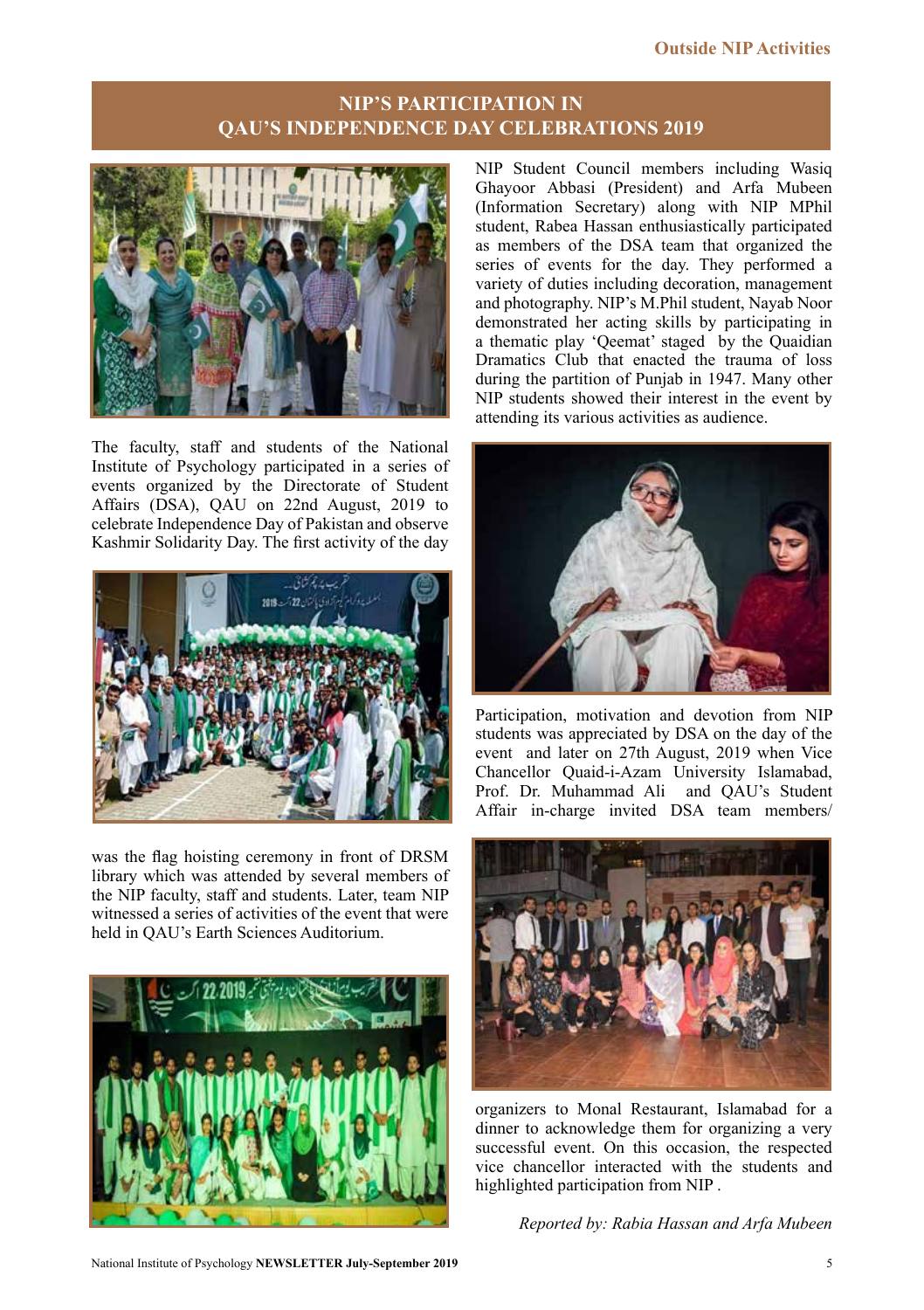## NIP'S PARTICIPATION IN QAU'S INDEPENDENCE DAY CELEBRATIONS 2019

The faculty, staff and students of the National Institute of Psychology participated in a series of events organized by the Directorate of Student Affairs (DSA), QAU on 22nd August, 2019 to celebrate Independence Day of Pakistan and observe Kashmir Solidarity Day. The first activity of the day was the flag hoisting ceremony in front of DRSM library which was attended by several members of the NIP faculty, staff and students. Later, team NIP witnessed a series of activities of the event that were held in QAU's Earth Sciences Auditorium.

NIP Student Council members including Wasiq Ghayoor Abbasi (President) and Arfa Mubeen (Information Secretary) along with NIP MPhil student, Rabea Hassan enthusiastically participated as members of the DSA team that organized the series of events for the day. They performed a variety of duties including decoration, management and photography. NIP's M.Phil student, Nayab Noor demonstrated her acting skills by participating in a thematic play 'Qeemat' staged by the Quaidian Dramatics Club that enacted the trauma of loss during the partition of Punjab in 1947. Many other NIP students showed their interest in the event by attending its various activities as audience.

Participation, motivation and devotion from NIP students was appreciated by DSA on the day of the event and later on 27th August, 2019 when Vice Chancellor Quaid-i-Azam University Islamabad, Prof. Dr. Muhammad Ali and QAU's Student Affair in-charge invited DSA team members/organizers to Monal Restaurant, Islamabad for a dinner to acknowledge them for organizing a very successful event. On this occasion, the respected vice chancellor interacted with the students and highlighted participation from NIP .

*Reported by: Rabia Hassan and Arfa Mubeen*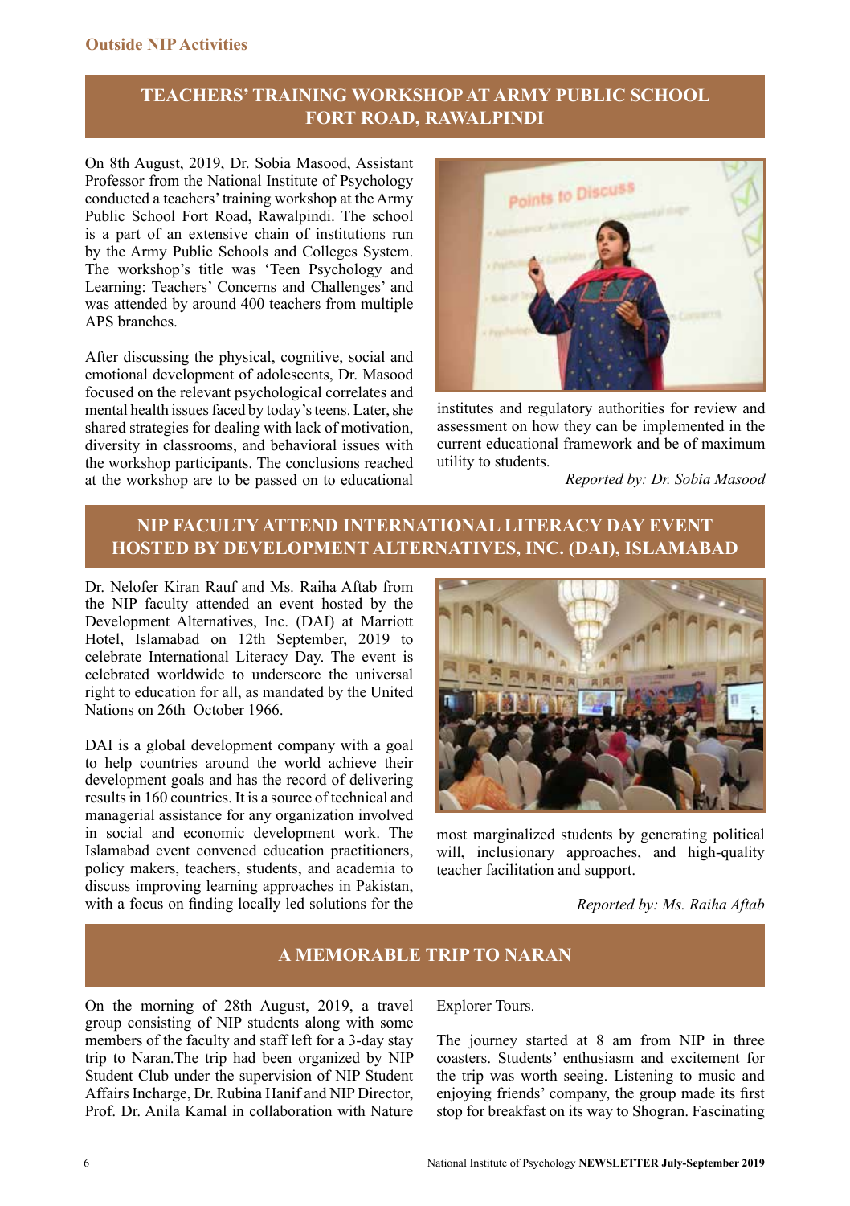**Outside NIP Activities**

## TEACHERS' TRAINING WORKSHOP AT ARMY PUBLIC SCHOOL FORT ROAD, RAWALPINDI

On 8th August, 2019, Dr. Sobia Masood, Assistant Professor from the National Institute of Psychology conducted a teachers' training workshop at the Army Public School Fort Road, Rawalpindi. The school is a part of an extensive chain of institutions run by the Army Public Schools and Colleges System. The workshop's title was 'Teen Psychology and Learning: Teachers' Concerns and Challenges' and was attended by around 400 teachers from multiple APS branches.

After discussing the physical, cognitive, social and emotional development of adolescents, Dr. Masood focused on the relevant psychological correlates and mental health issues faced by today's teens. Later, she shared strategies for dealing with lack of motivation, diversity in classrooms, and behavioral issues with the workshop participants. The conclusions reached at the workshop are to be passed on to educational institutes and regulatory authorities for review and assessment on how they can be implemented in the current educational framework and be of maximum utility to students.

*Reported by: Dr. Sobia Masood*

## NIP FACULTY ATTEND INTERNATIONAL LITERACY DAY EVENT HOSTED BY DEVELOPMENT ALTERNATIVES, INC. (DAI), ISLAMABAD

Dr. Nelofer Kiran Rauf and Ms. Raiha Aftab from the NIP faculty attended an event hosted by the Development Alternatives, Inc. (DAI) at Marriott Hotel, Islamabad on 12th September, 2019 to celebrate International Literacy Day. The event is celebrated worldwide to underscore the universal right to education for all, as mandated by the United Nations on 26th October 1966.

DAI is a global development company with a goal to help countries around the world achieve their development goals and has the record of delivering results in 160 countries. It is a source of technical and managerial assistance for any organization involved in social and economic development work. The Islamabad event convened education practitioners, policy makers, teachers, students, and academia to discuss improving learning approaches in Pakistan, with a focus on finding locally led solutions for the most marginalized students by generating political will, inclusionary approaches, and high-quality teacher facilitation and support.

*Reported by: Ms. Raiha Aftab*

## A MEMORABLE TRIP TO NARAN

On the morning of 28th August, 2019, a travel group consisting of NIP students along with some members of the faculty and staff left for a 3-day stay trip to Naran.The trip had been organized by NIP Student Club under the supervision of NIP Student Affairs Incharge, Dr. Rubina Hanif and NIP Director, Prof. Dr. Anila Kamal in collaboration with Nature Explorer Tours.

The journey started at 8 am from NIP in three coasters. Students' enthusiasm and excitement for the trip was worth seeing. Listening to music and enjoying friends' company, the group made its first stop for breakfast on its way to Shogran. Fascinating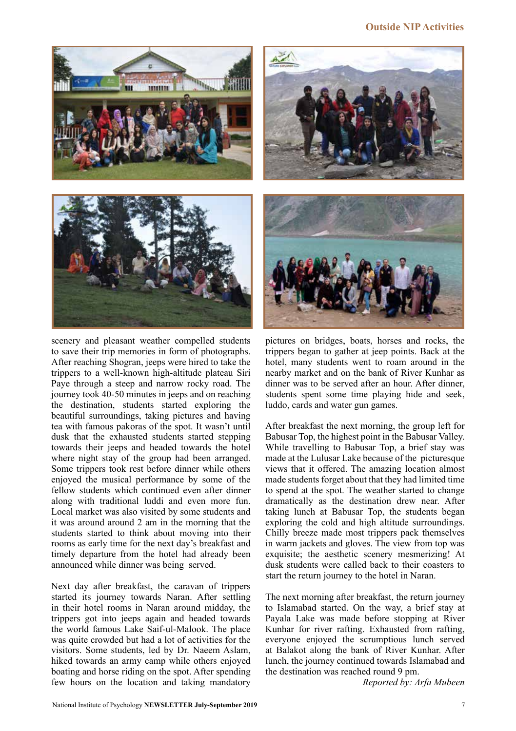scenery and pleasant weather compelled students to save their trip memories in form of photographs. After reaching Shogran, jeeps were hired to take the trippers to a well-known high-altitude plateau Siri Paye through a steep and narrow rocky road. The journey took 40-50 minutes in jeeps and on reaching the destination, students started exploring the beautiful surroundings, taking pictures and having tea with famous pakoras of the spot. It wasn't until dusk that the exhausted students started stepping towards their jeeps and headed towards the hotel where night stay of the group had been arranged. Some trippers took rest before dinner while others enjoyed the musical performance by some of the fellow students which continued even after dinner along with traditional luddi and even more fun. Local market was also visited by some students and it was around around 2 am in the morning that the students started to think about moving into their rooms as early time for the next day's breakfast and timely departure from the hotel had already been announced while dinner was being served.

Next day after breakfast, the caravan of trippers started its journey towards Naran. After settling in their hotel rooms in Naran around midday, the trippers got into jeeps again and headed towards the world famous Lake Saif-ul-Malook. The place was quite crowded but had a lot of activities for the visitors. Some students, led by Dr. Naeem Aslam, hiked towards an army camp while others enjoyed boating and horse riding on the spot. After spending few hours on the location and taking mandatory pictures on bridges, boats, horses and rocks, the trippers began to gather at jeep points. Back at the hotel, many students went to roam around in the nearby market and on the bank of River Kunhar as dinner was to be served after an hour. After dinner, students spent some time playing hide and seek, luddo, cards and water gun games.

After breakfast the next morning, the group left for Babusar Top, the highest point in the Babusar Valley. While travelling to Babusar Top, a brief stay was made at the Lulusar Lake because of the picturesque views that it offered. The amazing location almost made students forget about that they had limited time to spend at the spot. The weather started to change dramatically as the destination drew near. After taking lunch at Babusar Top, the students began exploring the cold and high altitude surroundings. Chilly breeze made most trippers pack themselves in warm jackets and gloves. The view from top was exquisite; the aesthetic scenery mesmerizing! At dusk students were called back to their coasters to start the return journey to the hotel in Naran.

The next morning after breakfast, the return journey to Islamabad started. On the way, a brief stay at Payala Lake was made before stopping at River Kunhar for river rafting. Exhausted from rafting, everyone enjoyed the scrumptious lunch served at Balakot along the bank of River Kunhar. After lunch, the journey continued towards Islamabad and the destination was reached round 9 pm.

*Reported by: Arfa Mubeen*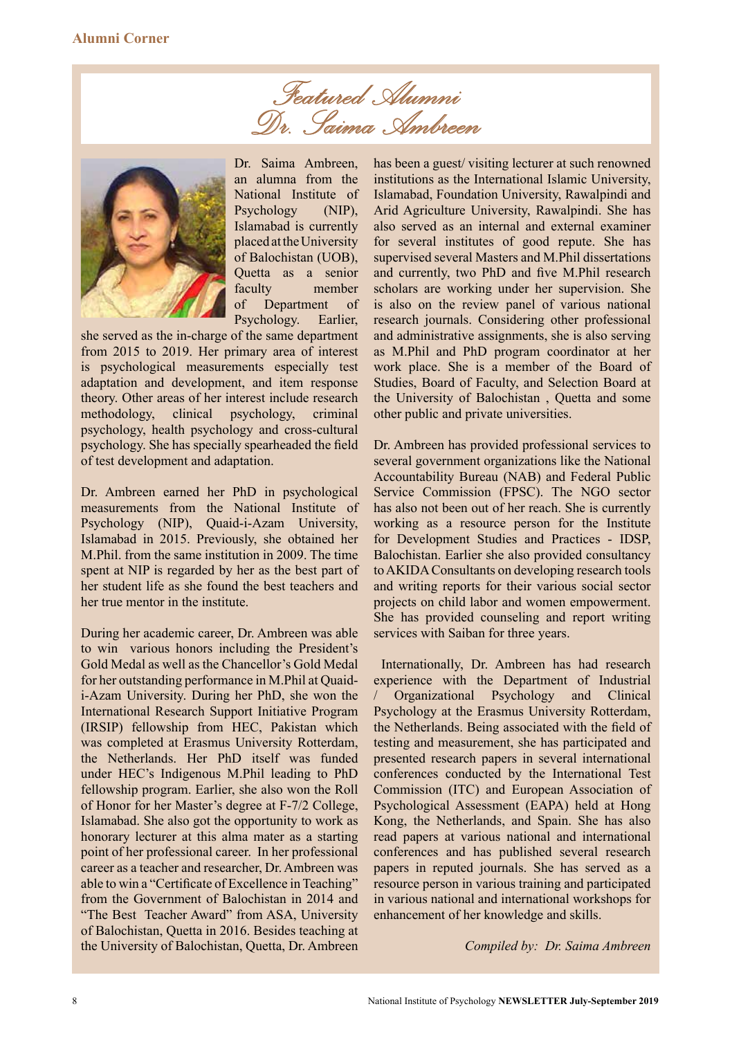**Alumni Corner**

# *Featured Alumni*
# *Dr. Saima Ambreen*

Dr. Saima Ambreen, an alumna from the National Institute of Psychology (NIP), Islamabad is currently placed at the University of Balochistan (UOB), Quetta as a senior faculty member of Department of Psychology. Earlier, she served as the in-charge of the same department from 2015 to 2019. Her primary area of interest is psychological measurements especially test adaptation and development, and item response theory. Other areas of her interest include research methodology, clinical psychology, criminal psychology, health psychology and cross-cultural psychology. She has specially spearheaded the field of test development and adaptation.

Dr. Ambreen earned her PhD in psychological measurements from the National Institute of Psychology (NIP), Quaid-i-Azam University, Islamabad in 2015. Previously, she obtained her M.Phil. from the same institution in 2009. The time spent at NIP is regarded by her as the best part of her student life as she found the best teachers and her true mentor in the institute.

During her academic career, Dr. Ambreen was able to win various honors including the President's Gold Medal as well as the Chancellor's Gold Medal for her outstanding performance in M.Phil at Quaid-i-Azam University. During her PhD, she won the International Research Support Initiative Program (IRSIP) fellowship from HEC, Pakistan which was completed at Erasmus University Rotterdam, the Netherlands. Her PhD itself was funded under HEC's Indigenous M.Phil leading to PhD fellowship program. Earlier, she also won the Roll of Honor for her Master's degree at F-7/2 College, Islamabad. She also got the opportunity to work as honorary lecturer at this alma mater as a starting point of her professional career. In her professional career as a teacher and researcher, Dr. Ambreen was able to win a "Certificate of Excellence in Teaching" from the Government of Balochistan in 2014 and "The Best Teacher Award" from ASA, University of Balochistan, Quetta in 2016. Besides teaching at the University of Balochistan, Quetta, Dr. Ambreen has been a guest/ visiting lecturer at such renowned institutions as the International Islamic University, Islamabad, Foundation University, Rawalpindi and Arid Agriculture University, Rawalpindi. She has also served as an internal and external examiner for several institutes of good repute. She has supervised several Masters and M.Phil dissertations and currently, two PhD and five M.Phil research scholars are working under her supervision. She is also on the review panel of various national research journals. Considering other professional and administrative assignments, she is also serving as M.Phil and PhD program coordinator at her work place. She is a member of the Board of Studies, Board of Faculty, and Selection Board at the University of Balochistan , Quetta and some other public and private universities.

Dr. Ambreen has provided professional services to several government organizations like the National Accountability Bureau (NAB) and Federal Public Service Commission (FPSC). The NGO sector has also not been out of her reach. She is currently working as a resource person for the Institute for Development Studies and Practices - IDSP, Balochistan. Earlier she also provided consultancy to AKIDA Consultants on developing research tools and writing reports for their various social sector projects on child labor and women empowerment. She has provided counseling and report writing services with Saiban for three years.

Internationally, Dr. Ambreen has had research experience with the Department of Industrial / Organizational Psychology and Clinical Psychology at the Erasmus University Rotterdam, the Netherlands. Being associated with the field of testing and measurement, she has participated and presented research papers in several international conferences conducted by the International Test Commission (ITC) and European Association of Psychological Assessment (EAPA) held at Hong Kong, the Netherlands, and Spain. She has also read papers at various national and international conferences and has published several research papers in reputed journals. She has served as a resource person in various training and participated in various national and international workshops for enhancement of her knowledge and skills.

*Compiled by: Dr. Saima Ambreen*